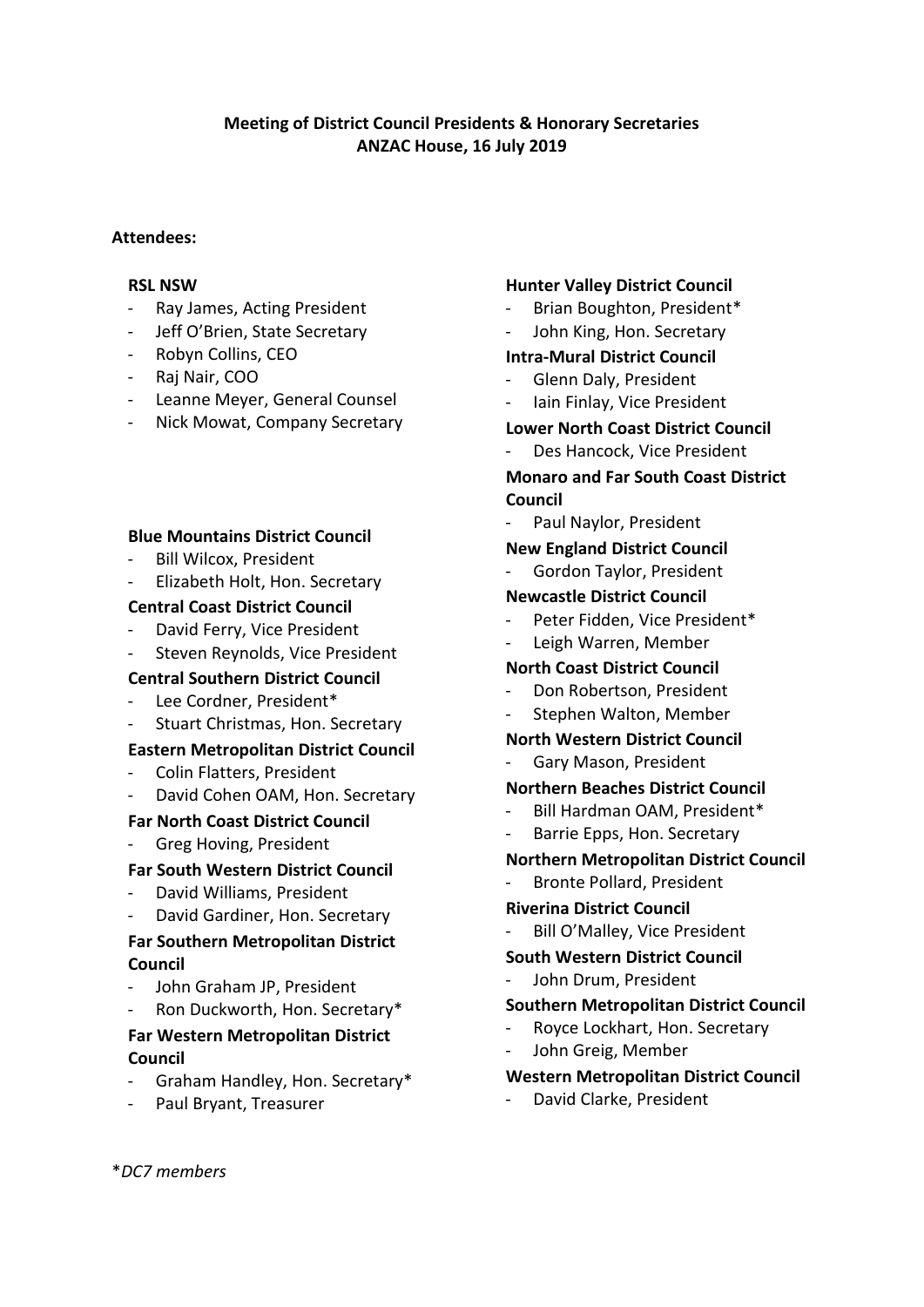**Meeting of District Council Presidents & Honorary Secretaries**
**ANZAC House, 16 July 2019**

**Attendees:**

**RSL NSW**

- Ray James, Acting President
- Jeff O'Brien, State Secretary
- Robyn Collins, CEO
- Raj Nair, COO
- Leanne Meyer, General Counsel
- Nick Mowat, Company Secretary

**Blue Mountains District Council**

- Bill Wilcox, President
- Elizabeth Holt, Hon. Secretary

**Central Coast District Council**

- David Ferry, Vice President
- Steven Reynolds, Vice President

**Central Southern District Council**

- Lee Cordner, President*
- Stuart Christmas, Hon. Secretary

**Eastern Metropolitan District Council**

- Colin Flatters, President
- David Cohen OAM, Hon. Secretary

**Far North Coast District Council**

- Greg Hoving, President

**Far South Western District Council**

- David Williams, President
- David Gardiner, Hon. Secretary

**Far Southern Metropolitan District Council**

- John Graham JP, President
- Ron Duckworth, Hon. Secretary*

**Far Western Metropolitan District Council**

- Graham Handley, Hon. Secretary*
- Paul Bryant, Treasurer

**Hunter Valley District Council**

- Brian Boughton, President*
- John King, Hon. Secretary

**Intra-Mural District Council**

- Glenn Daly, President
- Iain Finlay, Vice President

**Lower North Coast District Council**

- Des Hancock, Vice President

**Monaro and Far South Coast District Council**

- Paul Naylor, President

**New England District Council**

- Gordon Taylor, President

**Newcastle District Council**

- Peter Fidden, Vice President*
- Leigh Warren, Member

**North Coast District Council**

- Don Robertson, President
- Stephen Walton, Member

**North Western District Council**

- Gary Mason, President

**Northern Beaches District Council**

- Bill Hardman OAM, President*
- Barrie Epps, Hon. Secretary

**Northern Metropolitan District Council**

- Bronte Pollard, President

**Riverina District Council**

- Bill O'Malley, Vice President

**South Western District Council**

- John Drum, President

**Southern Metropolitan District Council**

- Royce Lockhart, Hon. Secretary
- John Greig, Member

**Western Metropolitan District Council**

- David Clarke, President

*\*DC7 members*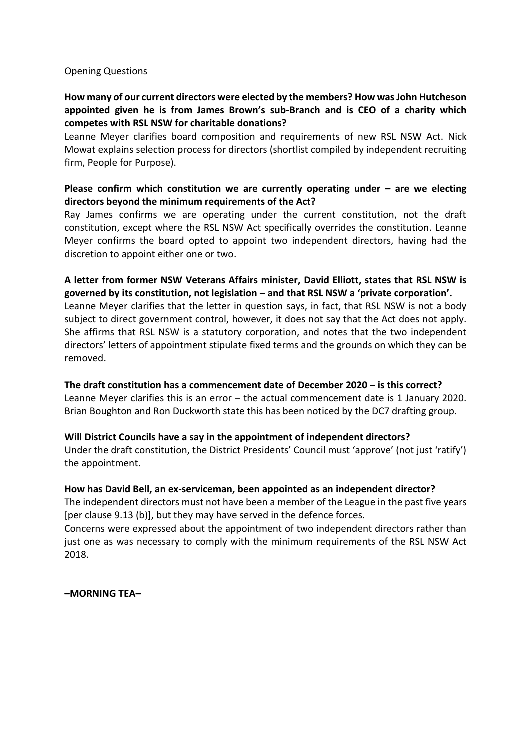Opening Questions

**How many of our current directors were elected by the members? How was John Hutcheson appointed given he is from James Brown's sub-Branch and is CEO of a charity which competes with RSL NSW for charitable donations?**

Leanne Meyer clarifies board composition and requirements of new RSL NSW Act. Nick Mowat explains selection process for directors (shortlist compiled by independent recruiting firm, People for Purpose).

**Please confirm which constitution we are currently operating under – are we electing directors beyond the minimum requirements of the Act?**

Ray James confirms we are operating under the current constitution, not the draft constitution, except where the RSL NSW Act specifically overrides the constitution. Leanne Meyer confirms the board opted to appoint two independent directors, having had the discretion to appoint either one or two.

**A letter from former NSW Veterans Affairs minister, David Elliott, states that RSL NSW is governed by its constitution, not legislation – and that RSL NSW a 'private corporation'.**

Leanne Meyer clarifies that the letter in question says, in fact, that RSL NSW is not a body subject to direct government control, however, it does not say that the Act does not apply. She affirms that RSL NSW is a statutory corporation, and notes that the two independent directors' letters of appointment stipulate fixed terms and the grounds on which they can be removed.

**The draft constitution has a commencement date of December 2020 – is this correct?**

Leanne Meyer clarifies this is an error – the actual commencement date is 1 January 2020. Brian Boughton and Ron Duckworth state this has been noticed by the DC7 drafting group.

**Will District Councils have a say in the appointment of independent directors?**

Under the draft constitution, the District Presidents' Council must 'approve' (not just 'ratify') the appointment.

**How has David Bell, an ex-serviceman, been appointed as an independent director?**

The independent directors must not have been a member of the League in the past five years [per clause 9.13 (b)], but they may have served in the defence forces.

Concerns were expressed about the appointment of two independent directors rather than just one as was necessary to comply with the minimum requirements of the RSL NSW Act 2018.

**–MORNING TEA–**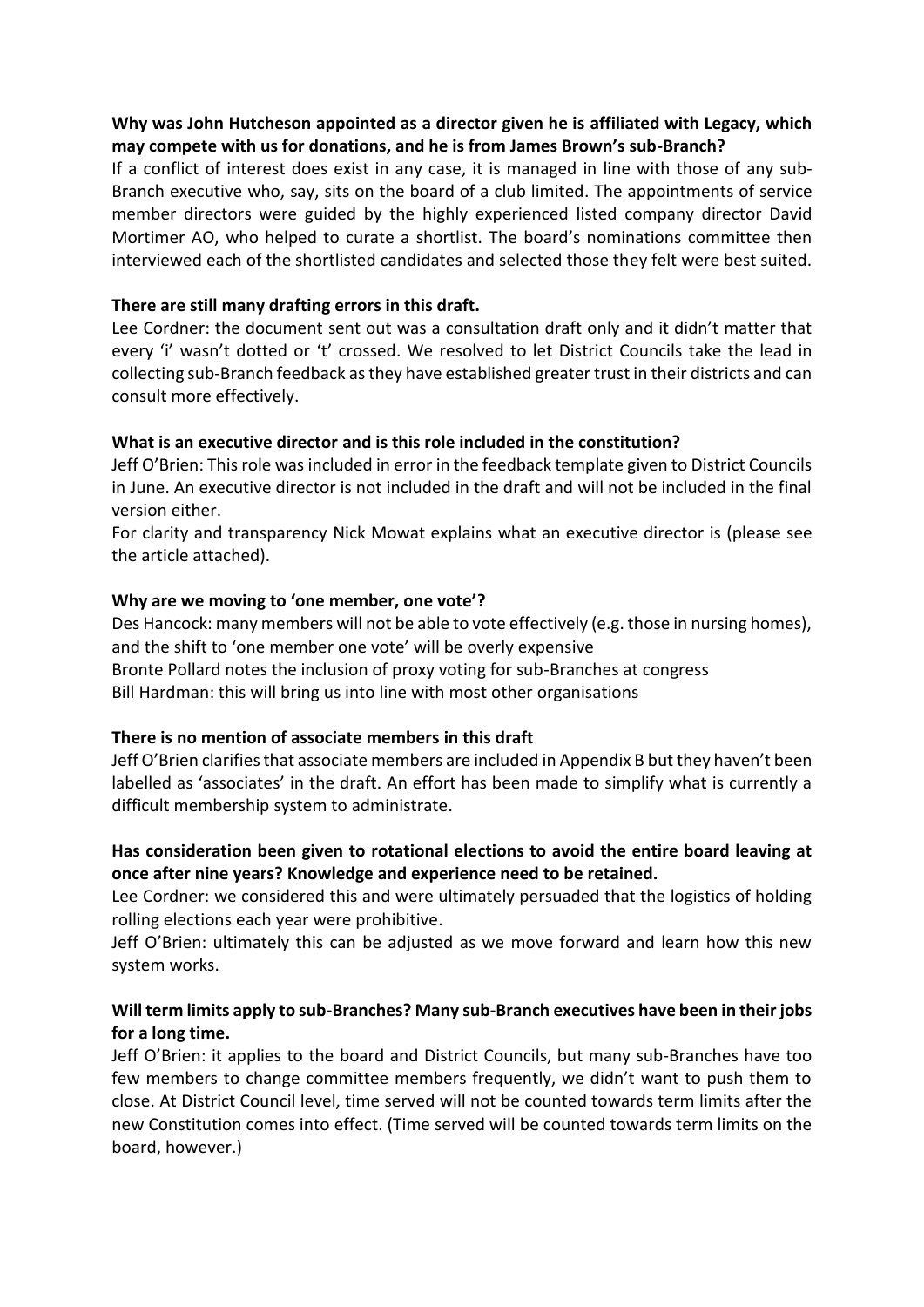**Why was John Hutcheson appointed as a director given he is affiliated with Legacy, which may compete with us for donations, and he is from James Brown's sub-Branch?**

If a conflict of interest does exist in any case, it is managed in line with those of any sub-Branch executive who, say, sits on the board of a club limited. The appointments of service member directors were guided by the highly experienced listed company director David Mortimer AO, who helped to curate a shortlist. The board's nominations committee then interviewed each of the shortlisted candidates and selected those they felt were best suited.

**There are still many drafting errors in this draft.**

Lee Cordner: the document sent out was a consultation draft only and it didn't matter that every 'i' wasn't dotted or 't' crossed. We resolved to let District Councils take the lead in collecting sub-Branch feedback as they have established greater trust in their districts and can consult more effectively.

**What is an executive director and is this role included in the constitution?**

Jeff O'Brien: This role was included in error in the feedback template given to District Councils in June. An executive director is not included in the draft and will not be included in the final version either.

For clarity and transparency Nick Mowat explains what an executive director is (please see the article attached).

**Why are we moving to 'one member, one vote'?**

Des Hancock: many members will not be able to vote effectively (e.g. those in nursing homes), and the shift to 'one member one vote' will be overly expensive

Bronte Pollard notes the inclusion of proxy voting for sub-Branches at congress

Bill Hardman: this will bring us into line with most other organisations

**There is no mention of associate members in this draft**

Jeff O'Brien clarifies that associate members are included in Appendix B but they haven't been labelled as 'associates' in the draft. An effort has been made to simplify what is currently a difficult membership system to administrate.

**Has consideration been given to rotational elections to avoid the entire board leaving at once after nine years? Knowledge and experience need to be retained.**

Lee Cordner: we considered this and were ultimately persuaded that the logistics of holding rolling elections each year were prohibitive.

Jeff O'Brien: ultimately this can be adjusted as we move forward and learn how this new system works.

**Will term limits apply to sub-Branches? Many sub-Branch executives have been in their jobs for a long time.**

Jeff O'Brien: it applies to the board and District Councils, but many sub-Branches have too few members to change committee members frequently, we didn't want to push them to close. At District Council level, time served will not be counted towards term limits after the new Constitution comes into effect. (Time served will be counted towards term limits on the board, however.)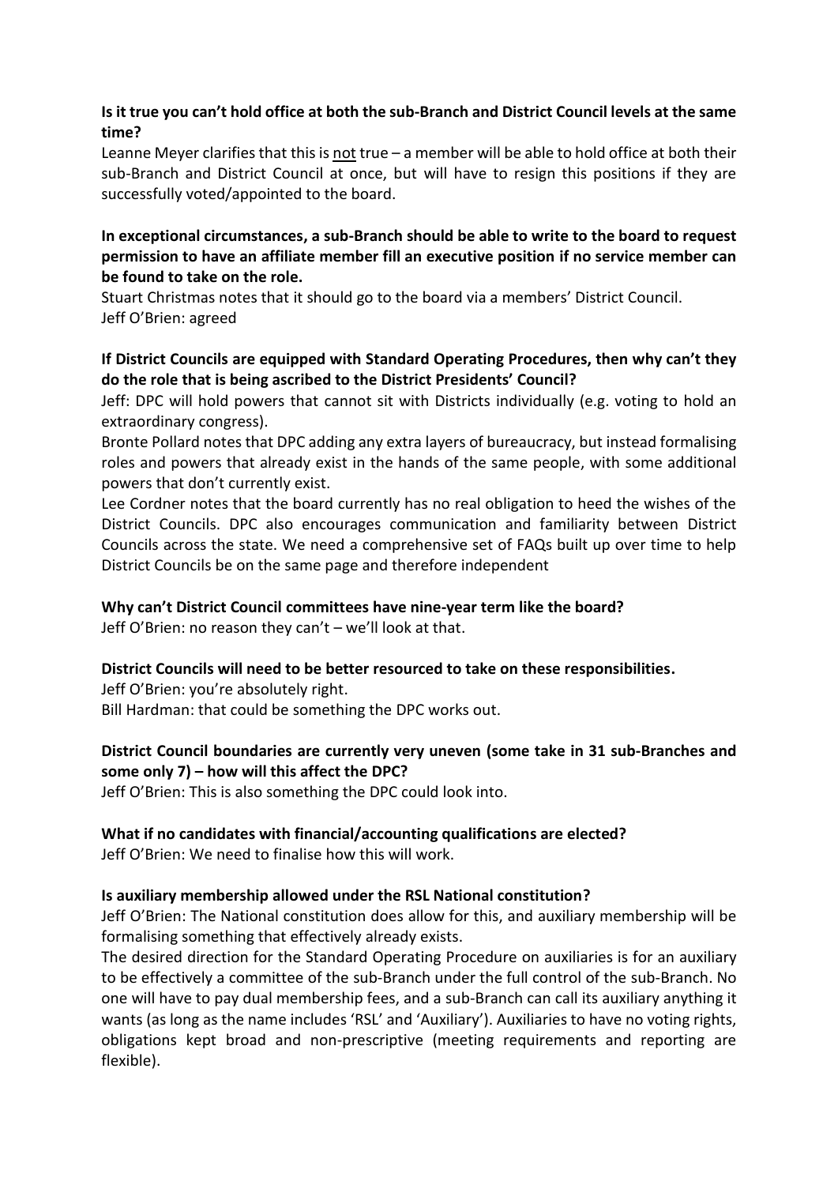**Is it true you can't hold office at both the sub-Branch and District Council levels at the same time?**

Leanne Meyer clarifies that this is not true – a member will be able to hold office at both their sub-Branch and District Council at once, but will have to resign this positions if they are successfully voted/appointed to the board.

**In exceptional circumstances, a sub-Branch should be able to write to the board to request permission to have an affiliate member fill an executive position if no service member can be found to take on the role.**

Stuart Christmas notes that it should go to the board via a members' District Council.
Jeff O'Brien: agreed

**If District Councils are equipped with Standard Operating Procedures, then why can't they do the role that is being ascribed to the District Presidents' Council?**

Jeff: DPC will hold powers that cannot sit with Districts individually (e.g. voting to hold an extraordinary congress).

Bronte Pollard notes that DPC adding any extra layers of bureaucracy, but instead formalising roles and powers that already exist in the hands of the same people, with some additional powers that don't currently exist.

Lee Cordner notes that the board currently has no real obligation to heed the wishes of the District Councils. DPC also encourages communication and familiarity between District Councils across the state. We need a comprehensive set of FAQs built up over time to help District Councils be on the same page and therefore independent

**Why can't District Council committees have nine-year term like the board?**

Jeff O'Brien: no reason they can't – we'll look at that.

**District Councils will need to be better resourced to take on these responsibilities.**

Jeff O'Brien: you're absolutely right.
Bill Hardman: that could be something the DPC works out.

**District Council boundaries are currently very uneven (some take in 31 sub-Branches and some only 7) – how will this affect the DPC?**

Jeff O'Brien: This is also something the DPC could look into.

**What if no candidates with financial/accounting qualifications are elected?**

Jeff O'Brien: We need to finalise how this will work.

**Is auxiliary membership allowed under the RSL National constitution?**

Jeff O'Brien: The National constitution does allow for this, and auxiliary membership will be formalising something that effectively already exists.

The desired direction for the Standard Operating Procedure on auxiliaries is for an auxiliary to be effectively a committee of the sub-Branch under the full control of the sub-Branch. No one will have to pay dual membership fees, and a sub-Branch can call its auxiliary anything it wants (as long as the name includes 'RSL' and 'Auxiliary'). Auxiliaries to have no voting rights, obligations kept broad and non-prescriptive (meeting requirements and reporting are flexible).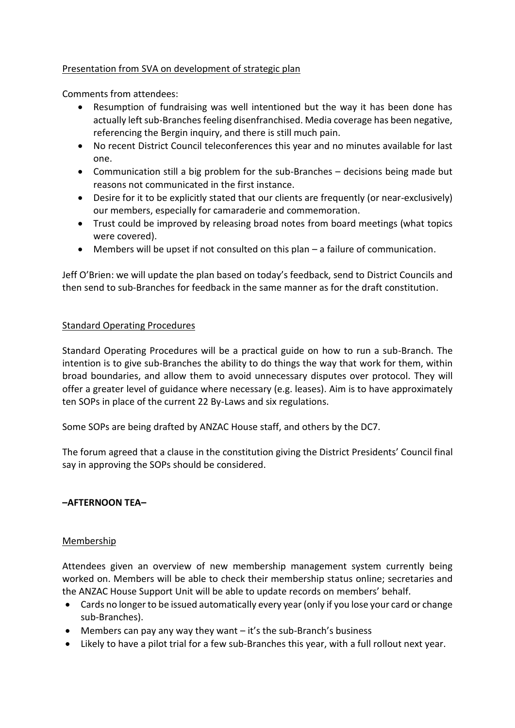<u>Presentation from SVA on development of strategic plan</u>

Comments from attendees:

- Resumption of fundraising was well intentioned but the way it has been done has actually left sub-Branches feeling disenfranchised. Media coverage has been negative, referencing the Bergin inquiry, and there is still much pain.
- No recent District Council teleconferences this year and no minutes available for last one.
- Communication still a big problem for the sub-Branches – decisions being made but reasons not communicated in the first instance.
- Desire for it to be explicitly stated that our clients are frequently (or near-exclusively) our members, especially for camaraderie and commemoration.
- Trust could be improved by releasing broad notes from board meetings (what topics were covered).
- Members will be upset if not consulted on this plan – a failure of communication.

Jeff O'Brien: we will update the plan based on today's feedback, send to District Councils and then send to sub-Branches for feedback in the same manner as for the draft constitution.

<u>Standard Operating Procedures</u>

Standard Operating Procedures will be a practical guide on how to run a sub-Branch. The intention is to give sub-Branches the ability to do things the way that work for them, within broad boundaries, and allow them to avoid unnecessary disputes over protocol. They will offer a greater level of guidance where necessary (e.g. leases). Aim is to have approximately ten SOPs in place of the current 22 By-Laws and six regulations.

Some SOPs are being drafted by ANZAC House staff, and others by the DC7.

The forum agreed that a clause in the constitution giving the District Presidents' Council final say in approving the SOPs should be considered.

**–AFTERNOON TEA–**

<u>Membership</u>

Attendees given an overview of new membership management system currently being worked on. Members will be able to check their membership status online; secretaries and the ANZAC House Support Unit will be able to update records on members' behalf.

- Cards no longer to be issued automatically every year (only if you lose your card or change sub-Branches).
- Members can pay any way they want – it's the sub-Branch's business
- Likely to have a pilot trial for a few sub-Branches this year, with a full rollout next year.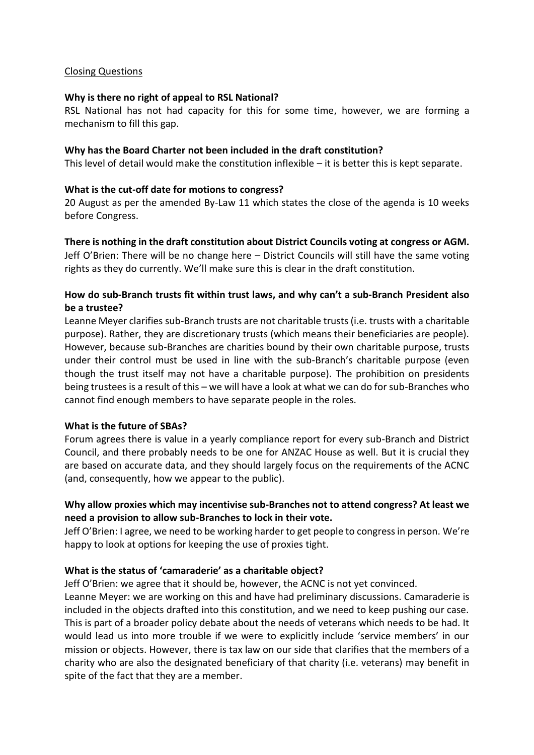<u>Closing Questions</u>

**Why is there no right of appeal to RSL National?**

RSL National has not had capacity for this for some time, however, we are forming a mechanism to fill this gap.

**Why has the Board Charter not been included in the draft constitution?**

This level of detail would make the constitution inflexible – it is better this is kept separate.

**What is the cut-off date for motions to congress?**

20 August as per the amended By-Law 11 which states the close of the agenda is 10 weeks before Congress.

**There is nothing in the draft constitution about District Councils voting at congress or AGM.**

Jeff O'Brien: There will be no change here – District Councils will still have the same voting rights as they do currently. We'll make sure this is clear in the draft constitution.

**How do sub-Branch trusts fit within trust laws, and why can't a sub-Branch President also be a trustee?**

Leanne Meyer clarifies sub-Branch trusts are not charitable trusts (i.e. trusts with a charitable purpose). Rather, they are discretionary trusts (which means their beneficiaries are people). However, because sub-Branches are charities bound by their own charitable purpose, trusts under their control must be used in line with the sub-Branch's charitable purpose (even though the trust itself may not have a charitable purpose). The prohibition on presidents being trustees is a result of this – we will have a look at what we can do for sub-Branches who cannot find enough members to have separate people in the roles.

**What is the future of SBAs?**

Forum agrees there is value in a yearly compliance report for every sub-Branch and District Council, and there probably needs to be one for ANZAC House as well. But it is crucial they are based on accurate data, and they should largely focus on the requirements of the ACNC (and, consequently, how we appear to the public).

**Why allow proxies which may incentivise sub-Branches not to attend congress? At least we need a provision to allow sub-Branches to lock in their vote.**

Jeff O'Brien: I agree, we need to be working harder to get people to congress in person. We're happy to look at options for keeping the use of proxies tight.

**What is the status of 'camaraderie' as a charitable object?**

Jeff O'Brien: we agree that it should be, however, the ACNC is not yet convinced.

Leanne Meyer: we are working on this and have had preliminary discussions. Camaraderie is included in the objects drafted into this constitution, and we need to keep pushing our case. This is part of a broader policy debate about the needs of veterans which needs to be had. It would lead us into more trouble if we were to explicitly include 'service members' in our mission or objects. However, there is tax law on our side that clarifies that the members of a charity who are also the designated beneficiary of that charity (i.e. veterans) may benefit in spite of the fact that they are a member.